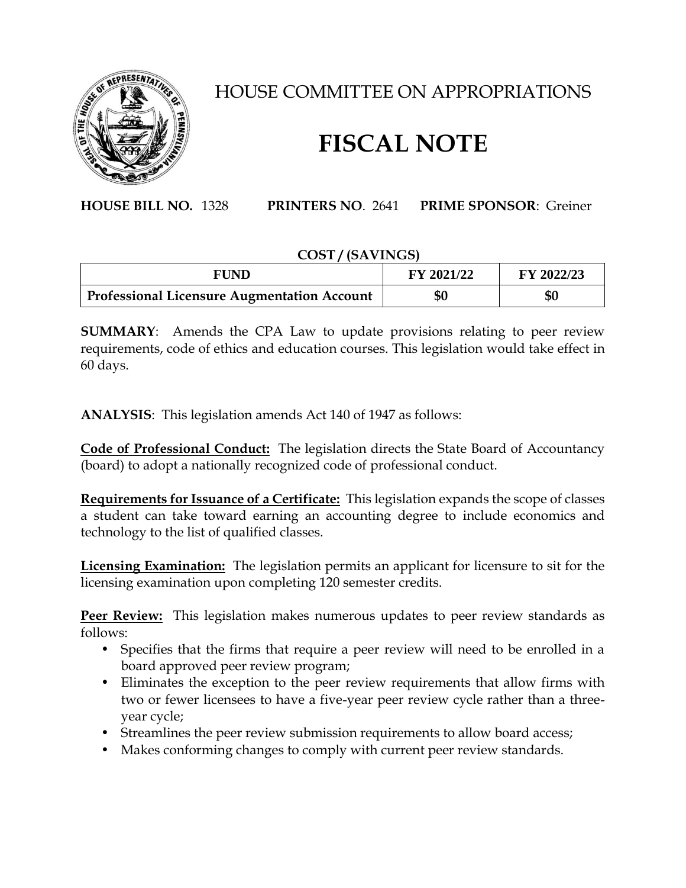# HOUSE COMMITTEE ON APPROPRIATIONS

# FISCAL NOTE

**HOUSE BILL NO.** 1328 **PRINTERS NO**. 2641 **PRIME SPONSOR**: Greiner

**COST / (SAVINGS)**

| FUND | FY 2021/22 | FY 2022/23 |
|---|---|---|
| **Professional Licensure Augmentation Account** | **$0** | **$0** |

**SUMMARY**: Amends the CPA Law to update provisions relating to peer review requirements, code of ethics and education courses. This legislation would take effect in 60 days.

**ANALYSIS**: This legislation amends Act 140 of 1947 as follows:

**Code of Professional Conduct:** The legislation directs the State Board of Accountancy (board) to adopt a nationally recognized code of professional conduct.

**Requirements for Issuance of a Certificate:** This legislation expands the scope of classes a student can take toward earning an accounting degree to include economics and technology to the list of qualified classes.

**Licensing Examination:** The legislation permits an applicant for licensure to sit for the licensing examination upon completing 120 semester credits.

**Peer Review:** This legislation makes numerous updates to peer review standards as follows:

- Specifies that the firms that require a peer review will need to be enrolled in a board approved peer review program;
- Eliminates the exception to the peer review requirements that allow firms with two or fewer licensees to have a five-year peer review cycle rather than a three-year cycle;
- Streamlines the peer review submission requirements to allow board access;
- Makes conforming changes to comply with current peer review standards.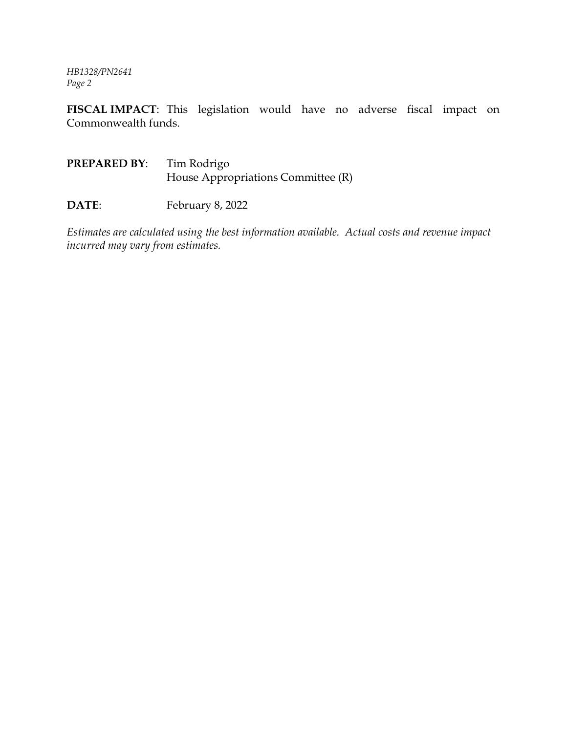**FISCAL IMPACT**: This legislation would have no adverse fiscal impact on Commonwealth funds.

**PREPARED BY**: Tim Rodrigo
House Appropriations Committee (R)

**DATE**: February 8, 2022

*Estimates are calculated using the best information available. Actual costs and revenue impact incurred may vary from estimates.*